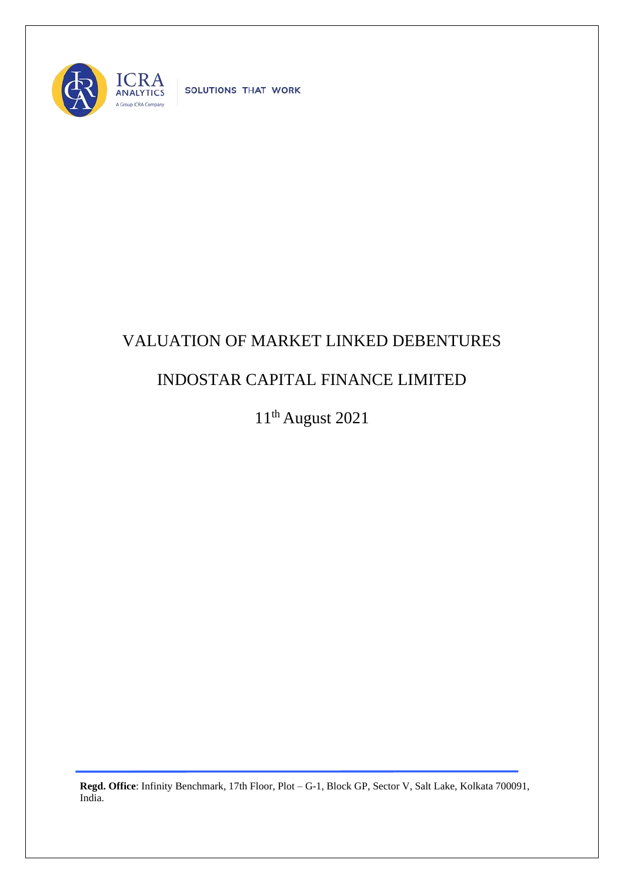ICRA ANALYTICS
A Group ICRA Company

SOLUTIONS THAT WORK

# VALUATION OF MARKET LINKED DEBENTURES

# INDOSTAR CAPITAL FINANCE LIMITED

11th August 2021

**Regd. Office**: Infinity Benchmark, 17th Floor, Plot – G-1, Block GP, Sector V, Salt Lake, Kolkata 700091, India.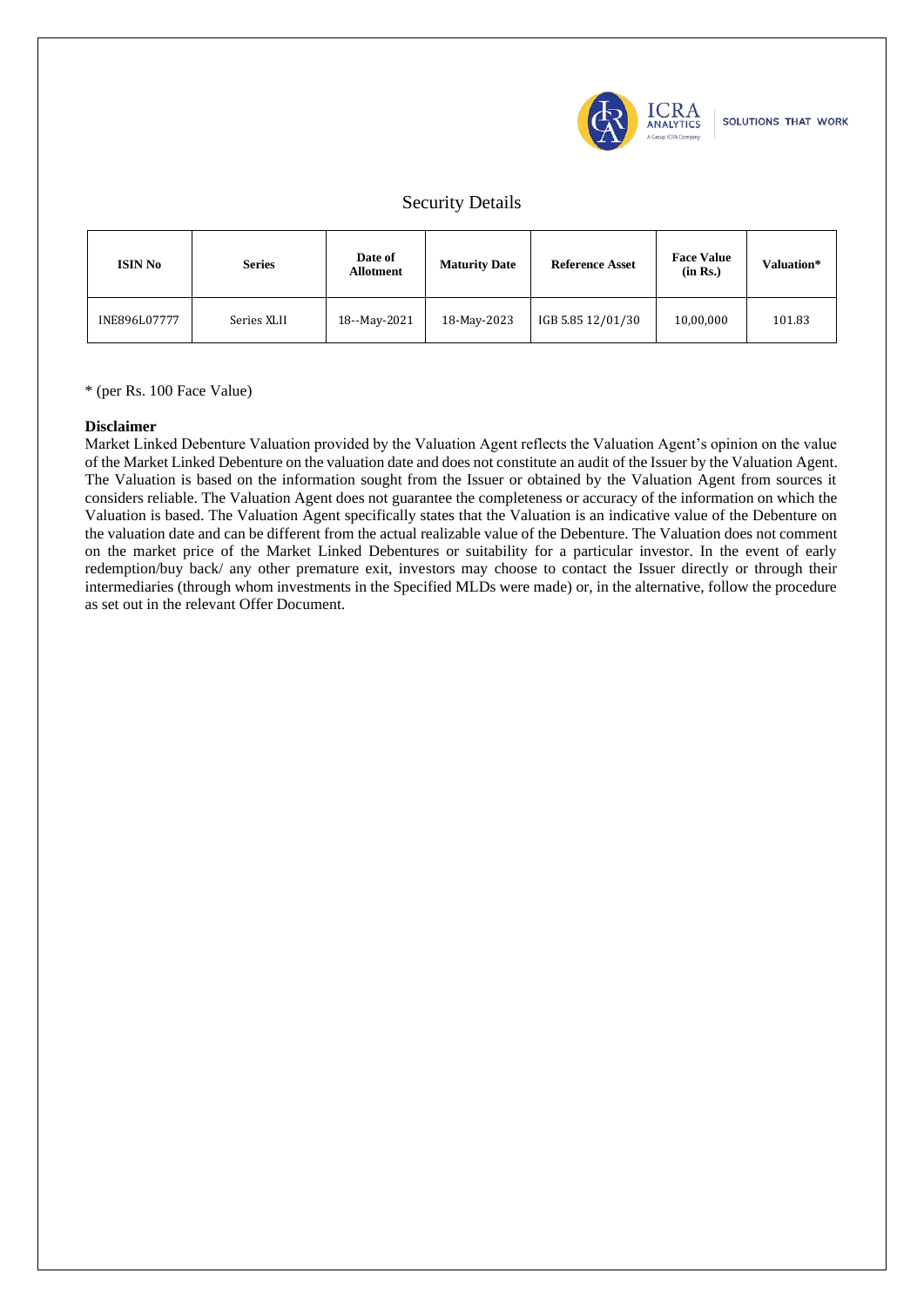## Security Details

| ISIN No | Series | Date of Allotment | Maturity Date | Reference Asset | Face Value (in Rs.) | Valuation* |
|---|---|---|---|---|---|---|
| INE896L07777 | Series XLII | 18--May-2021 | 18-May-2023 | IGB 5.85 12/01/30 | 10,00,000 | 101.83 |

* (per Rs. 100 Face Value)

**Disclaimer**

Market Linked Debenture Valuation provided by the Valuation Agent reflects the Valuation Agent's opinion on the value of the Market Linked Debenture on the valuation date and does not constitute an audit of the Issuer by the Valuation Agent. The Valuation is based on the information sought from the Issuer or obtained by the Valuation Agent from sources it considers reliable. The Valuation Agent does not guarantee the completeness or accuracy of the information on which the Valuation is based. The Valuation Agent specifically states that the Valuation is an indicative value of the Debenture on the valuation date and can be different from the actual realizable value of the Debenture. The Valuation does not comment on the market price of the Market Linked Debentures or suitability for a particular investor. In the event of early redemption/buy back/ any other premature exit, investors may choose to contact the Issuer directly or through their intermediaries (through whom investments in the Specified MLDs were made) or, in the alternative, follow the procedure as set out in the relevant Offer Document.